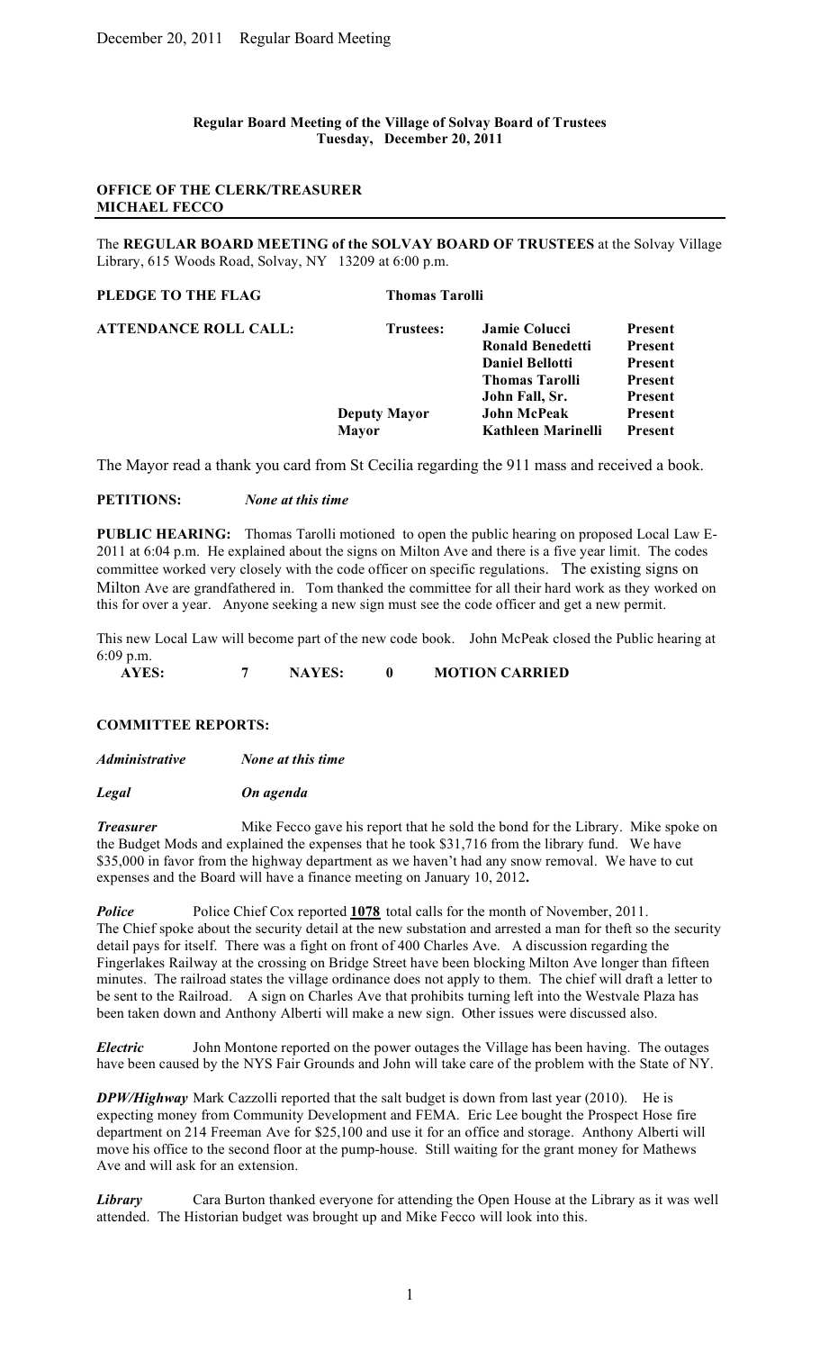**Regular Board Meeting of the Village of Solvay Board of Trustees**
**Tuesday, December 20, 2011**

**OFFICE OF THE CLERK/TREASURER**
**MICHAEL FECCO**

---

The **REGULAR BOARD MEETING of the SOLVAY BOARD OF TRUSTEES** at the Solvay Village Library, 615 Woods Road, Solvay, NY 13209 at 6:00 p.m.

**PLEDGE TO THE FLAG** **Thomas Tarolli**

| **ATTENDANCE ROLL CALL:** | | | |
|---|---|---|---|
| | **Trustees:** | **Jamie Colucci** | **Present** |
| | | **Ronald Benedetti** | **Present** |
| | | **Daniel Bellotti** | **Present** |
| | | **Thomas Tarolli** | **Present** |
| | | **John Fall, Sr.** | **Present** |
| | **Deputy Mayor** | **John McPeak** | **Present** |
| | **Mayor** | **Kathleen Marinelli** | **Present** |

The Mayor read a thank you card from St Cecilia regarding the 911 mass and received a book.

**PETITIONS:** *None at this time*

**PUBLIC HEARING:** Thomas Tarolli motioned to open the public hearing on proposed Local Law E-2011 at 6:04 p.m. He explained about the signs on Milton Ave and there is a five year limit. The codes committee worked very closely with the code officer on specific regulations. The existing signs on Milton Ave are grandfathered in. Tom thanked the committee for all their hard work as they worked on this for over a year. Anyone seeking a new sign must see the code officer and get a new permit.

This new Local Law will become part of the new code book. John McPeak closed the Public hearing at 6:09 p.m.

**AYES: 7 NAYES: 0 MOTION CARRIED**

**COMMITTEE REPORTS:**

***Administrative*** *None at this time*

***Legal*** *On agenda*

***Treasurer*** Mike Fecco gave his report that he sold the bond for the Library. Mike spoke on the Budget Mods and explained the expenses that he took $31,716 from the library fund. We have $35,000 in favor from the highway department as we haven't had any snow removal. We have to cut expenses and the Board will have a finance meeting on January 10, 2012**.**

***Police*** Police Chief Cox reported **1078** total calls for the month of November, 2011. The Chief spoke about the security detail at the new substation and arrested a man for theft so the security detail pays for itself. There was a fight on front of 400 Charles Ave. A discussion regarding the Fingerlakes Railway at the crossing on Bridge Street have been blocking Milton Ave longer than fifteen minutes. The railroad states the village ordinance does not apply to them. The chief will draft a letter to be sent to the Railroad. A sign on Charles Ave that prohibits turning left into the Westvale Plaza has been taken down and Anthony Alberti will make a new sign. Other issues were discussed also.

***Electric*** John Montone reported on the power outages the Village has been having. The outages have been caused by the NYS Fair Grounds and John will take care of the problem with the State of NY.

***DPW/Highway*** Mark Cazzolli reported that the salt budget is down from last year (2010). He is expecting money from Community Development and FEMA. Eric Lee bought the Prospect Hose fire department on 214 Freeman Ave for $25,100 and use it for an office and storage. Anthony Alberti will move his office to the second floor at the pump-house. Still waiting for the grant money for Mathews Ave and will ask for an extension.

***Library*** Cara Burton thanked everyone for attending the Open House at the Library as it was well attended. The Historian budget was brought up and Mike Fecco will look into this.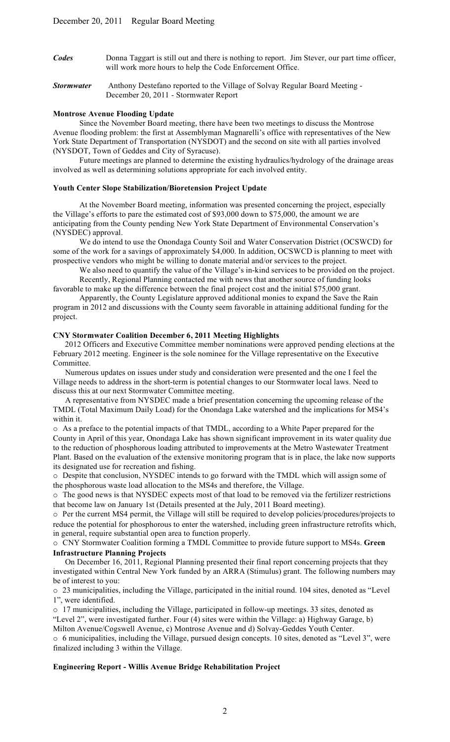*Codes* Donna Taggart is still out and there is nothing to report. Jim Stever, our part time officer, will work more hours to help the Code Enforcement Office.

*Stormwater* Anthony Destefano reported to the Village of Solvay Regular Board Meeting - December 20, 2011 - Stormwater Report

**Montrose Avenue Flooding Update**

Since the November Board meeting, there have been two meetings to discuss the Montrose Avenue flooding problem: the first at Assemblyman Magnarelli's office with representatives of the New York State Department of Transportation (NYSDOT) and the second on site with all parties involved (NYSDOT, Town of Geddes and City of Syracuse).

Future meetings are planned to determine the existing hydraulics/hydrology of the drainage areas involved as well as determining solutions appropriate for each involved entity.

**Youth Center Slope Stabilization/Bioretension Project Update**

At the November Board meeting, information was presented concerning the project, especially the Village's efforts to pare the estimated cost of $93,000 down to $75,000, the amount we are anticipating from the County pending New York State Department of Environmental Conservation's (NYSDEC) approval.

We do intend to use the Onondaga County Soil and Water Conservation District (OCSWCD) for some of the work for a savings of approximately $4,000. In addition, OCSWCD is planning to meet with prospective vendors who might be willing to donate material and/or services to the project.

We also need to quantify the value of the Village's in-kind services to be provided on the project.

Recently, Regional Planning contacted me with news that another source of funding looks favorable to make up the difference between the final project cost and the initial $75,000 grant.

Apparently, the County Legislature approved additional monies to expand the Save the Rain program in 2012 and discussions with the County seem favorable in attaining additional funding for the project.

**CNY Stormwater Coalition December 6, 2011 Meeting Highlights**

2012 Officers and Executive Committee member nominations were approved pending elections at the February 2012 meeting. Engineer is the sole nominee for the Village representative on the Executive Committee.

Numerous updates on issues under study and consideration were presented and the one I feel the Village needs to address in the short-term is potential changes to our Stormwater local laws. Need to discuss this at our next Stormwater Committee meeting.

A representative from NYSDEC made a brief presentation concerning the upcoming release of the TMDL (Total Maximum Daily Load) for the Onondaga Lake watershed and the implications for MS4's within it.

- As a preface to the potential impacts of that TMDL, according to a White Paper prepared for the County in April of this year, Onondaga Lake has shown significant improvement in its water quality due to the reduction of phosphorous loading attributed to improvements at the Metro Wastewater Treatment Plant. Based on the evaluation of the extensive monitoring program that is in place, the lake now supports its designated use for recreation and fishing.
- Despite that conclusion, NYSDEC intends to go forward with the TMDL which will assign some of the phosphorous waste load allocation to the MS4s and therefore, the Village.
- The good news is that NYSDEC expects most of that load to be removed via the fertilizer restrictions that become law on January 1st (Details presented at the July, 2011 Board meeting).
- Per the current MS4 permit, the Village will still be required to develop policies/procedures/projects to reduce the potential for phosphorous to enter the watershed, including green infrastructure retrofits which, in general, require substantial open area to function properly.
- CNY Stormwater Coalition forming a TMDL Committee to provide future support to MS4s.

**Green Infrastructure Planning Projects**

On December 16, 2011, Regional Planning presented their final report concerning projects that they investigated within Central New York funded by an ARRA (Stimulus) grant. The following numbers may be of interest to you:

- 23 municipalities, including the Village, participated in the initial round. 104 sites, denoted as "Level 1", were identified.
- 17 municipalities, including the Village, participated in follow-up meetings. 33 sites, denoted as "Level 2", were investigated further. Four (4) sites were within the Village: a) Highway Garage, b) Milton Avenue/Cogswell Avenue, c) Montrose Avenue and d) Solvay-Geddes Youth Center.
- 6 municipalities, including the Village, pursued design concepts. 10 sites, denoted as "Level 3", were finalized including 3 within the Village.

**Engineering Report - Willis Avenue Bridge Rehabilitation Project**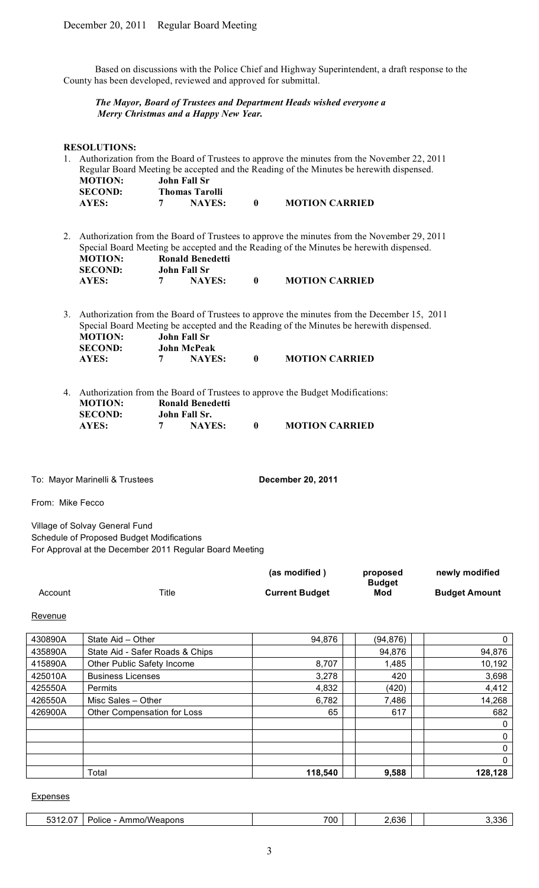December 20, 2011 Regular Board Meeting

Based on discussions with the Police Chief and Highway Superintendent, a draft response to the County has been developed, reviewed and approved for submittal.

***The Mayor, Board of Trustees and Department Heads wished everyone a Merry Christmas and a Happy New Year.***

**RESOLUTIONS:**

1. Authorization from the Board of Trustees to approve the minutes from the November 22, 2011 Regular Board Meeting be accepted and the Reading of the Minutes be herewith dispensed.

   **MOTION:** **John Fall Sr**
   **SECOND:** **Thomas Tarolli**
   **AYES:** **7** **NAYES:** **0** **MOTION CARRIED**

2. Authorization from the Board of Trustees to approve the minutes from the November 29, 2011 Special Board Meeting be accepted and the Reading of the Minutes be herewith dispensed.

   **MOTION:** **Ronald Benedetti**
   **SECOND:** **John Fall Sr**
   **AYES:** **7** **NAYES:** **0** **MOTION CARRIED**

3. Authorization from the Board of Trustees to approve the minutes from the December 15, 2011 Special Board Meeting be accepted and the Reading of the Minutes be herewith dispensed.

   **MOTION:** **John Fall Sr**
   **SECOND:** **John McPeak**
   **AYES:** **7** **NAYES:** **0** **MOTION CARRIED**

4. Authorization from the Board of Trustees to approve the Budget Modifications:

   **MOTION:** **Ronald Benedetti**
   **SECOND:** **John Fall Sr.**
   **AYES:** **7** **NAYES:** **0** **MOTION CARRIED**

To: Mayor Marinelli & Trustees **December 20, 2011**

From: Mike Fecco

Village of Solvay General Fund
Schedule of Proposed Budget Modifications
For Approval at the December 2011 Regular Board Meeting

Revenue

| Account | Title | (as modified) Current Budget | proposed Budget Mod | newly modified Budget Amount |
|---|---|---|---|---|
| 430890A | State Aid – Other | 94,876 | (94,876) | 0 |
| 435890A | State Aid - Safer Roads & Chips | | 94,876 | 94,876 |
| 415890A | Other Public Safety Income | 8,707 | 1,485 | 10,192 |
| 425010A | Business Licenses | 3,278 | 420 | 3,698 |
| 425550A | Permits | 4,832 | (420) | 4,412 |
| 426550A | Misc Sales – Other | 6,782 | 7,486 | 14,268 |
| 426900A | Other Compensation for Loss | 65 | 617 | 682 |
| | | | | 0 |
| | | | | 0 |
| | | | | 0 |
| | | | | 0 |
| | Total | **118,540** | **9,588** | **128,128** |

Expenses

| Account | Title | (as modified) Current Budget | proposed Budget Mod | newly modified Budget Amount |
|---|---|---|---|---|
| 5312.07 | Police - Ammo/Weapons | 700 | 2,636 | 3,336 |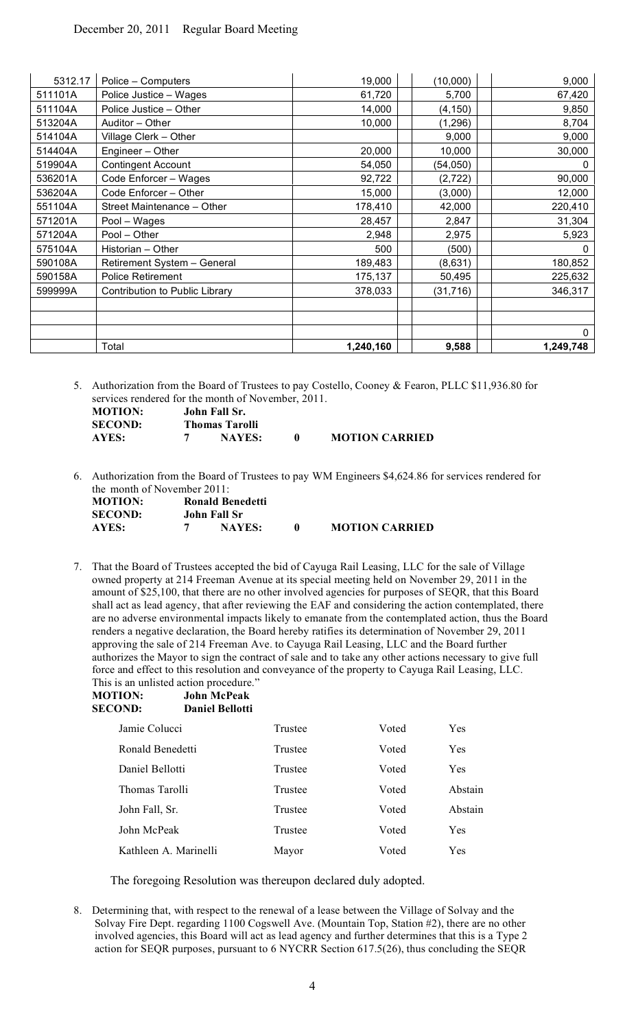| 5312.17 | Police – Computers | 19,000 | (10,000) | 9,000 |
|---|---|---|---|---|
| 511101A | Police Justice – Wages | 61,720 | 5,700 | 67,420 |
| 511104A | Police Justice – Other | 14,000 | (4,150) | 9,850 |
| 513204A | Auditor – Other | 10,000 | (1,296) | 8,704 |
| 514104A | Village Clerk – Other | | 9,000 | 9,000 |
| 514404A | Engineer – Other | 20,000 | 10,000 | 30,000 |
| 519904A | Contingent Account | 54,050 | (54,050) | 0 |
| 536201A | Code Enforcer – Wages | 92,722 | (2,722) | 90,000 |
| 536204A | Code Enforcer – Other | 15,000 | (3,000) | 12,000 |
| 551104A | Street Maintenance – Other | 178,410 | 42,000 | 220,410 |
| 571201A | Pool – Wages | 28,457 | 2,847 | 31,304 |
| 571204A | Pool – Other | 2,948 | 2,975 | 5,923 |
| 575104A | Historian – Other | 500 | (500) | 0 |
| 590108A | Retirement System – General | 189,483 | (8,631) | 180,852 |
| 590158A | Police Retirement | 175,137 | 50,495 | 225,632 |
| 599999A | Contribution to Public Library | 378,033 | (31,716) | 346,317 |
| | | | | |
| | | | | |
| | | | | 0 |
| | Total | **1,240,160** | **9,588** | **1,249,748** |

5. Authorization from the Board of Trustees to pay Costello, Cooney & Fearon, PLLC $11,936.80 for services rendered for the month of November, 2011.

   **MOTION:** **John Fall Sr.**
   **SECOND:** **Thomas Tarolli**
   **AYES:** **7** **NAYES:** **0** **MOTION CARRIED**

6. Authorization from the Board of Trustees to pay WM Engineers $4,624.86 for services rendered for the month of November 2011:

   **MOTION:** **Ronald Benedetti**
   **SECOND:** **John Fall Sr**
   **AYES:** **7** **NAYES:** **0** **MOTION CARRIED**

7. That the Board of Trustees accepted the bid of Cayuga Rail Leasing, LLC for the sale of Village owned property at 214 Freeman Avenue at its special meeting held on November 29, 2011 in the amount of $25,100, that there are no other involved agencies for purposes of SEQR, that this Board shall act as lead agency, that after reviewing the EAF and considering the action contemplated, there are no adverse environmental impacts likely to emanate from the contemplated action, thus the Board renders a negative declaration, the Board hereby ratifies its determination of November 29, 2011 approving the sale of 214 Freeman Ave. to Cayuga Rail Leasing, LLC and the Board further authorizes the Mayor to sign the contract of sale and to take any other actions necessary to give full force and effect to this resolution and conveyance of the property to Cayuga Rail Leasing, LLC. This is an unlisted action procedure."

   **MOTION:** **John McPeak**
   **SECOND:** **Daniel Bellotti**

| | | | |
|---|---|---|---|
| Jamie Colucci | Trustee | Voted | Yes |
| Ronald Benedetti | Trustee | Voted | Yes |
| Daniel Bellotti | Trustee | Voted | Yes |
| Thomas Tarolli | Trustee | Voted | Abstain |
| John Fall, Sr. | Trustee | Voted | Abstain |
| John McPeak | Trustee | Voted | Yes |
| Kathleen A. Marinelli | Mayor | Voted | Yes |

The foregoing Resolution was thereupon declared duly adopted.

8. Determining that, with respect to the renewal of a lease between the Village of Solvay and the Solvay Fire Dept. regarding 1100 Cogswell Ave. (Mountain Top, Station #2), there are no other involved agencies, this Board will act as lead agency and further determines that this is a Type 2 action for SEQR purposes, pursuant to 6 NYCRR Section 617.5(26), thus concluding the SEQR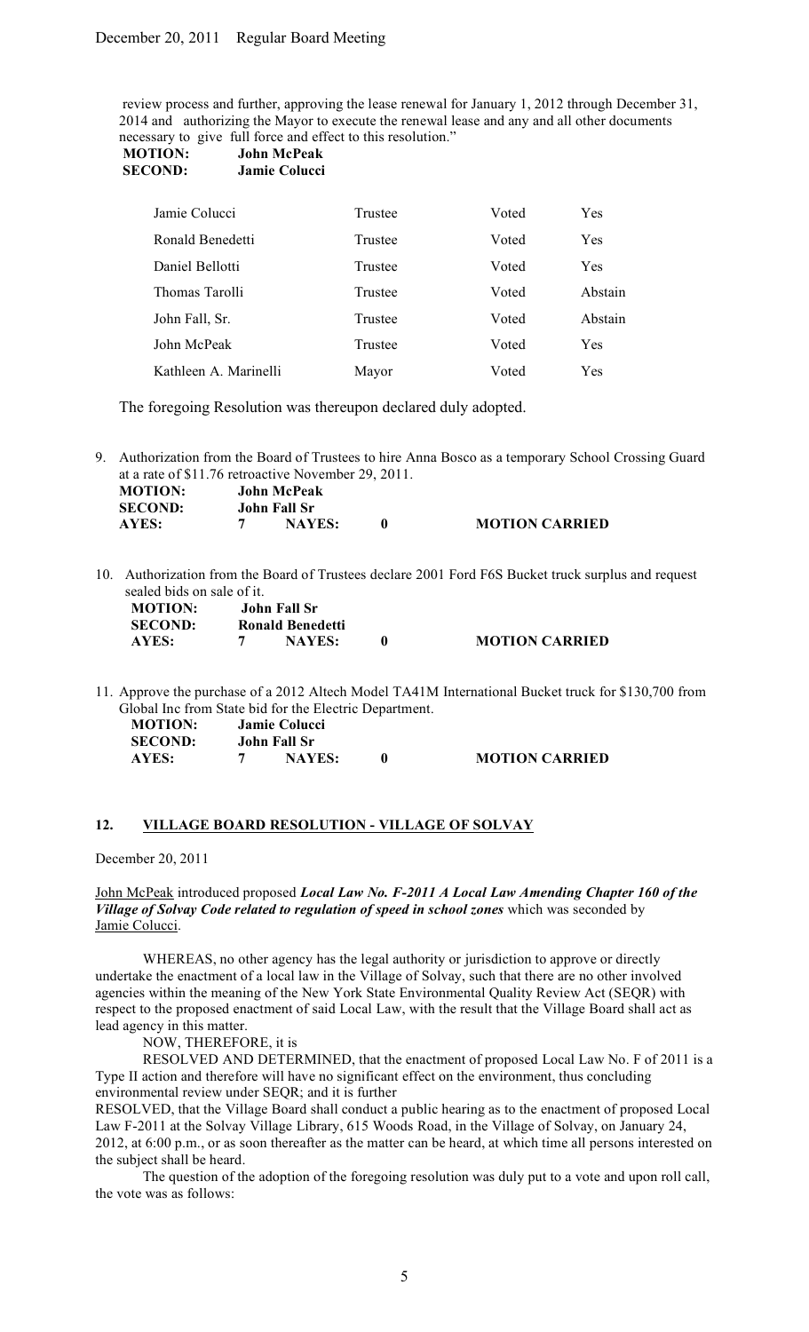review process and further, approving the lease renewal for January 1, 2012 through December 31, 2014 and authorizing the Mayor to execute the renewal lease and any and all other documents necessary to give full force and effect to this resolution."

**MOTION: John McPeak**
**SECOND: Jamie Colucci**

| | | | |
|---|---|---|---|
| Jamie Colucci | Trustee | Voted | Yes |
| Ronald Benedetti | Trustee | Voted | Yes |
| Daniel Bellotti | Trustee | Voted | Yes |
| Thomas Tarolli | Trustee | Voted | Abstain |
| John Fall, Sr. | Trustee | Voted | Abstain |
| John McPeak | Trustee | Voted | Yes |
| Kathleen A. Marinelli | Mayor | Voted | Yes |

The foregoing Resolution was thereupon declared duly adopted.

9. Authorization from the Board of Trustees to hire Anna Bosco as a temporary School Crossing Guard at a rate of $11.76 retroactive November 29, 2011.

   **MOTION: John McPeak**
   **SECOND: John Fall Sr**
   **AYES: 7 NAYES: 0 MOTION CARRIED**

10. Authorization from the Board of Trustees declare 2001 Ford F6S Bucket truck surplus and request sealed bids on sale of it.

    **MOTION: John Fall Sr**
    **SECOND: Ronald Benedetti**
    **AYES: 7 NAYES: 0 MOTION CARRIED**

11. Approve the purchase of a 2012 Altech Model TA41M International Bucket truck for $130,700 from Global Inc from State bid for the Electric Department.

    **MOTION: Jamie Colucci**
    **SECOND: John Fall Sr**
    **AYES: 7 NAYES: 0 MOTION CARRIED**

## 12. VILLAGE BOARD RESOLUTION - VILLAGE OF SOLVAY

December 20, 2011

John McPeak introduced proposed ***Local Law No. F-2011 A Local Law Amending Chapter 160 of the Village of Solvay Code related to regulation of speed in school zones*** which was seconded by Jamie Colucci.

WHEREAS, no other agency has the legal authority or jurisdiction to approve or directly undertake the enactment of a local law in the Village of Solvay, such that there are no other involved agencies within the meaning of the New York State Environmental Quality Review Act (SEQR) with respect to the proposed enactment of said Local Law, with the result that the Village Board shall act as lead agency in this matter.

NOW, THEREFORE, it is

RESOLVED AND DETERMINED, that the enactment of proposed Local Law No. F of 2011 is a Type II action and therefore will have no significant effect on the environment, thus concluding environmental review under SEQR; and it is further

RESOLVED, that the Village Board shall conduct a public hearing as to the enactment of proposed Local Law F-2011 at the Solvay Village Library, 615 Woods Road, in the Village of Solvay, on January 24, 2012, at 6:00 p.m., or as soon thereafter as the matter can be heard, at which time all persons interested on the subject shall be heard.

The question of the adoption of the foregoing resolution was duly put to a vote and upon roll call, the vote was as follows: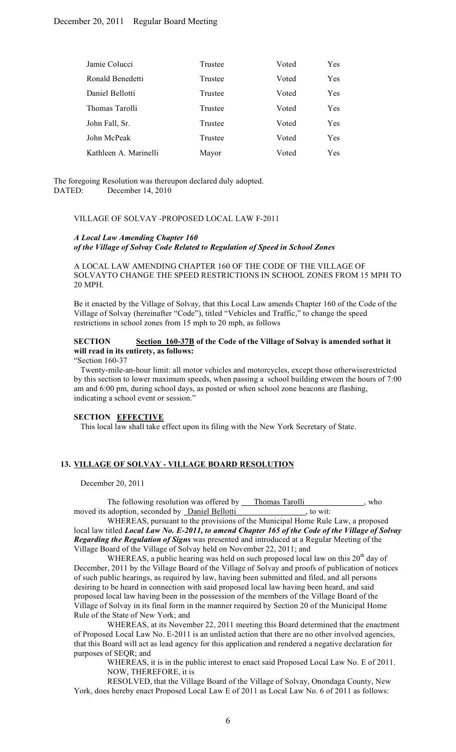| Jamie Colucci | Trustee | Voted | Yes |
|---|---|---|---|
| Ronald Benedetti | Trustee | Voted | Yes |
| Daniel Bellotti | Trustee | Voted | Yes |
| Thomas Tarolli | Trustee | Voted | Yes |
| John Fall, Sr. | Trustee | Voted | Yes |
| John McPeak | Trustee | Voted | Yes |
| Kathleen A. Marinelli | Mayor | Voted | Yes |

The foregoing Resolution was thereupon declared duly adopted.
DATED: December 14, 2010

VILLAGE OF SOLVAY -PROPOSED LOCAL LAW F-2011

***A Local Law Amending Chapter 160***
***of the Village of Solvay Code Related to Regulation of Speed in School Zones***

A LOCAL LAW AMENDING CHAPTER 160 OF THE CODE OF THE VILLAGE OF SOLVAYTO CHANGE THE SPEED RESTRICTIONS IN SCHOOL ZONES FROM 15 MPH TO 20 MPH.

Be it enacted by the Village of Solvay, that this Local Law amends Chapter 160 of the Code of the Village of Solvay (hereinafter "Code"), titled "Vehicles and Traffic," to change the speed restrictions in school zones from 15 mph to 20 mph, as follows

**SECTION <u>Section 160-37B</u> of the Code of the Village of Solvay is amended sothat it will read in its entirety, as follows:**

"Section 160-37

Twenty-mile-an-hour limit: all motor vehicles and motorcycles, except those otherwiserestricted by this section to lower maximum speeds, when passing a school building etween the hours of 7:00 am and 6:00 pm, during school days, as posted or when school zone beacons are flashing, indicating a school event or session."

**SECTION <u>EFFECTIVE</u>**

This local law shall take effect upon its filing with the New York Secretary of State.

**13. <u>VILLAGE OF SOLVAY - VILLAGE BOARD RESOLUTION</u>**

December 20, 2011

The following resolution was offered by <u>Thomas Tarolli</u>, who moved its adoption, seconded by <u>Daniel Bellotti</u>, to wit:

WHEREAS, pursuant to the provisions of the Municipal Home Rule Law, a proposed local law titled ***Local Law No. E-2011, to amend Chapter 165 of the Code of the Village of Solvay Regarding the Regulation of Signs*** was presented and introduced at a Regular Meeting of the Village Board of the Village of Solvay held on November 22, 2011; and

WHEREAS, a public hearing was held on such proposed local law on this 20th day of December, 2011 by the Village Board of the Village of Solvay and proofs of publication of notices of such public hearings, as required by law, having been submitted and filed, and all persons desiring to be heard in connection with said proposed local law having been heard, and said proposed local law having been in the possession of the members of the Village Board of the Village of Solvay in its final form in the manner required by Section 20 of the Municipal Home Rule of the State of New York; and

WHEREAS, at its November 22, 2011 meeting this Board determined that the enactment of Proposed Local Law No. E-2011 is an unlisted action that there are no other involved agencies, that this Board will act as lead agency for this application and rendered a negative declaration for purposes of SEQR; and

WHEREAS, it is in the public interest to enact said Proposed Local Law No. E of 2011.

NOW, THEREFORE, it is

RESOLVED, that the Village Board of the Village of Solvay, Onondaga County, New York, does hereby enact Proposed Local Law E of 2011 as Local Law No. 6 of 2011 as follows: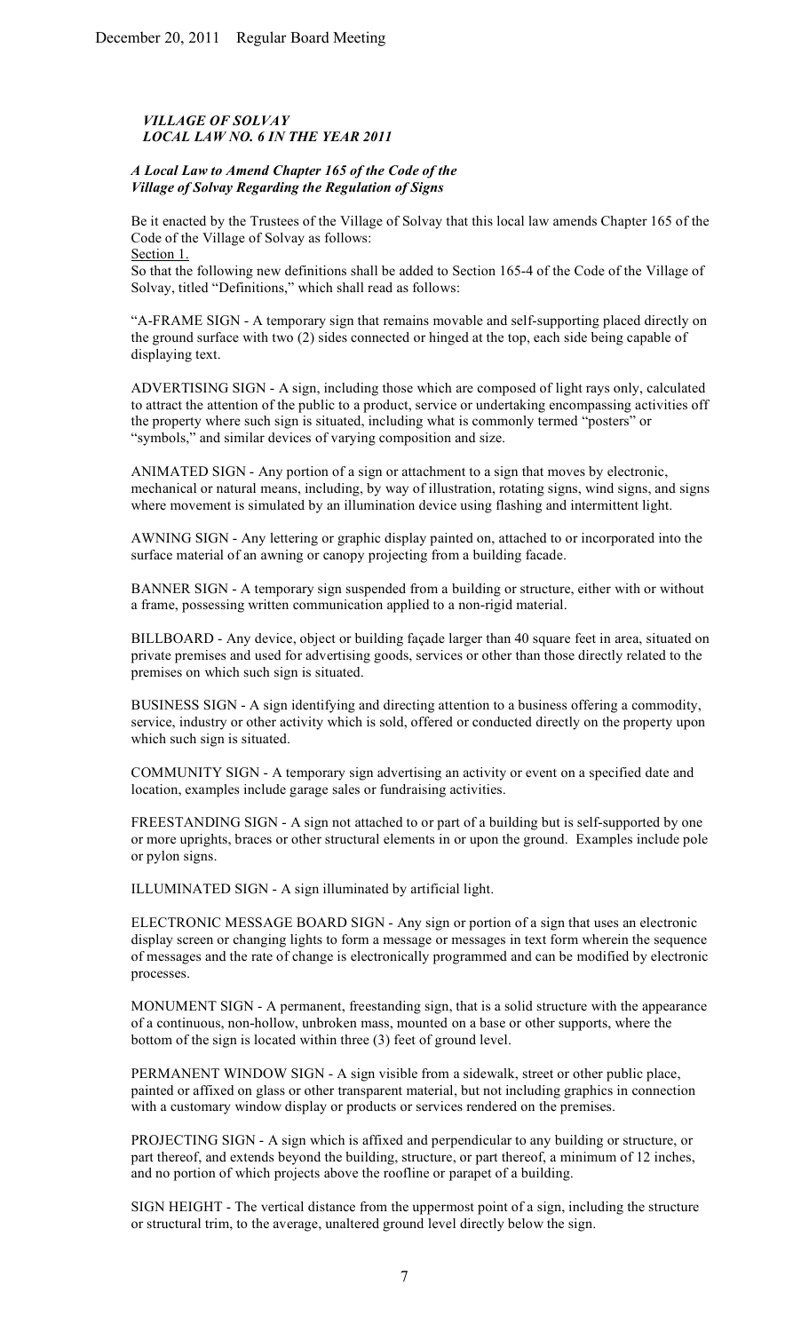*VILLAGE OF SOLVAY*
*LOCAL LAW NO. 6 IN THE YEAR 2011*

***A Local Law to Amend Chapter 165 of the Code of the Village of Solvay Regarding the Regulation of Signs***

Be it enacted by the Trustees of the Village of Solvay that this local law amends Chapter 165 of the Code of the Village of Solvay as follows:

Section 1.

So that the following new definitions shall be added to Section 165-4 of the Code of the Village of Solvay, titled "Definitions," which shall read as follows:

"A-FRAME SIGN - A temporary sign that remains movable and self-supporting placed directly on the ground surface with two (2) sides connected or hinged at the top, each side being capable of displaying text.

ADVERTISING SIGN - A sign, including those which are composed of light rays only, calculated to attract the attention of the public to a product, service or undertaking encompassing activities off the property where such sign is situated, including what is commonly termed "posters" or "symbols," and similar devices of varying composition and size.

ANIMATED SIGN - Any portion of a sign or attachment to a sign that moves by electronic, mechanical or natural means, including, by way of illustration, rotating signs, wind signs, and signs where movement is simulated by an illumination device using flashing and intermittent light.

AWNING SIGN - Any lettering or graphic display painted on, attached to or incorporated into the surface material of an awning or canopy projecting from a building facade.

BANNER SIGN - A temporary sign suspended from a building or structure, either with or without a frame, possessing written communication applied to a non-rigid material.

BILLBOARD - Any device, object or building façade larger than 40 square feet in area, situated on private premises and used for advertising goods, services or other than those directly related to the premises on which such sign is situated.

BUSINESS SIGN - A sign identifying and directing attention to a business offering a commodity, service, industry or other activity which is sold, offered or conducted directly on the property upon which such sign is situated.

COMMUNITY SIGN - A temporary sign advertising an activity or event on a specified date and location, examples include garage sales or fundraising activities.

FREESTANDING SIGN - A sign not attached to or part of a building but is self-supported by one or more uprights, braces or other structural elements in or upon the ground. Examples include pole or pylon signs.

ILLUMINATED SIGN - A sign illuminated by artificial light.

ELECTRONIC MESSAGE BOARD SIGN - Any sign or portion of a sign that uses an electronic display screen or changing lights to form a message or messages in text form wherein the sequence of messages and the rate of change is electronically programmed and can be modified by electronic processes.

MONUMENT SIGN - A permanent, freestanding sign, that is a solid structure with the appearance of a continuous, non-hollow, unbroken mass, mounted on a base or other supports, where the bottom of the sign is located within three (3) feet of ground level.

PERMANENT WINDOW SIGN - A sign visible from a sidewalk, street or other public place, painted or affixed on glass or other transparent material, but not including graphics in connection with a customary window display or products or services rendered on the premises.

PROJECTING SIGN - A sign which is affixed and perpendicular to any building or structure, or part thereof, and extends beyond the building, structure, or part thereof, a minimum of 12 inches, and no portion of which projects above the roofline or parapet of a building.

SIGN HEIGHT - The vertical distance from the uppermost point of a sign, including the structure or structural trim, to the average, unaltered ground level directly below the sign.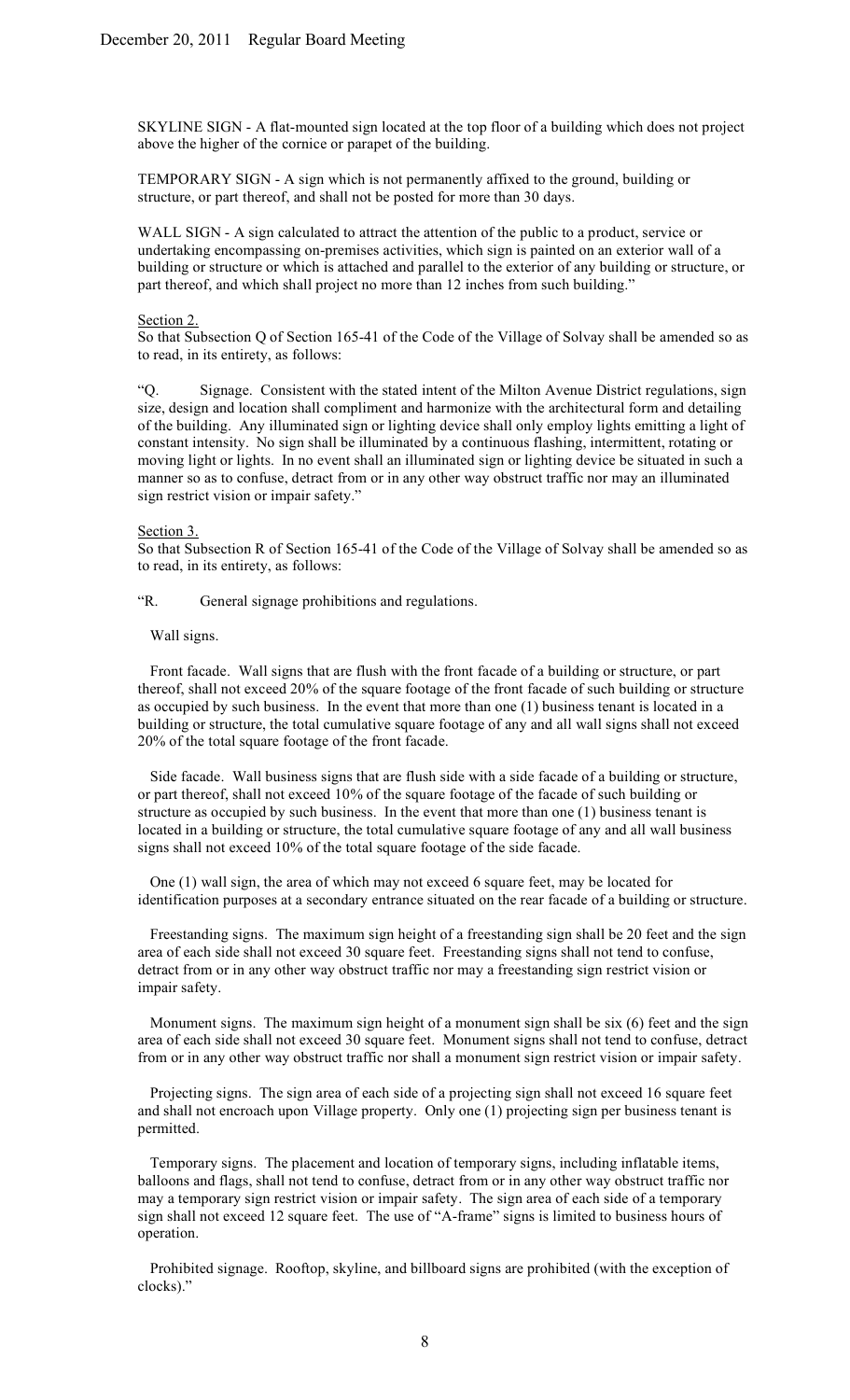SKYLINE SIGN - A flat-mounted sign located at the top floor of a building which does not project above the higher of the cornice or parapet of the building.

TEMPORARY SIGN - A sign which is not permanently affixed to the ground, building or structure, or part thereof, and shall not be posted for more than 30 days.

WALL SIGN - A sign calculated to attract the attention of the public to a product, service or undertaking encompassing on-premises activities, which sign is painted on an exterior wall of a building or structure or which is attached and parallel to the exterior of any building or structure, or part thereof, and which shall project no more than 12 inches from such building."

Section 2.
So that Subsection Q of Section 165-41 of the Code of the Village of Solvay shall be amended so as to read, in its entirety, as follows:

"Q. Signage. Consistent with the stated intent of the Milton Avenue District regulations, sign size, design and location shall compliment and harmonize with the architectural form and detailing of the building. Any illuminated sign or lighting device shall only employ lights emitting a light of constant intensity. No sign shall be illuminated by a continuous flashing, intermittent, rotating or moving light or lights. In no event shall an illuminated sign or lighting device be situated in such a manner so as to confuse, detract from or in any other way obstruct traffic nor may an illuminated sign restrict vision or impair safety."

Section 3.
So that Subsection R of Section 165-41 of the Code of the Village of Solvay shall be amended so as to read, in its entirety, as follows:

"R. General signage prohibitions and regulations.

Wall signs.

Front facade. Wall signs that are flush with the front facade of a building or structure, or part thereof, shall not exceed 20% of the square footage of the front facade of such building or structure as occupied by such business. In the event that more than one (1) business tenant is located in a building or structure, the total cumulative square footage of any and all wall signs shall not exceed 20% of the total square footage of the front facade.

Side facade. Wall business signs that are flush side with a side facade of a building or structure, or part thereof, shall not exceed 10% of the square footage of the facade of such building or structure as occupied by such business. In the event that more than one (1) business tenant is located in a building or structure, the total cumulative square footage of any and all wall business signs shall not exceed 10% of the total square footage of the side facade.

One (1) wall sign, the area of which may not exceed 6 square feet, may be located for identification purposes at a secondary entrance situated on the rear facade of a building or structure.

Freestanding signs. The maximum sign height of a freestanding sign shall be 20 feet and the sign area of each side shall not exceed 30 square feet. Freestanding signs shall not tend to confuse, detract from or in any other way obstruct traffic nor may a freestanding sign restrict vision or impair safety.

Monument signs. The maximum sign height of a monument sign shall be six (6) feet and the sign area of each side shall not exceed 30 square feet. Monument signs shall not tend to confuse, detract from or in any other way obstruct traffic nor shall a monument sign restrict vision or impair safety.

Projecting signs. The sign area of each side of a projecting sign shall not exceed 16 square feet and shall not encroach upon Village property. Only one (1) projecting sign per business tenant is permitted.

Temporary signs. The placement and location of temporary signs, including inflatable items, balloons and flags, shall not tend to confuse, detract from or in any other way obstruct traffic nor may a temporary sign restrict vision or impair safety. The sign area of each side of a temporary sign shall not exceed 12 square feet. The use of "A-frame" signs is limited to business hours of operation.

Prohibited signage. Rooftop, skyline, and billboard signs are prohibited (with the exception of clocks)."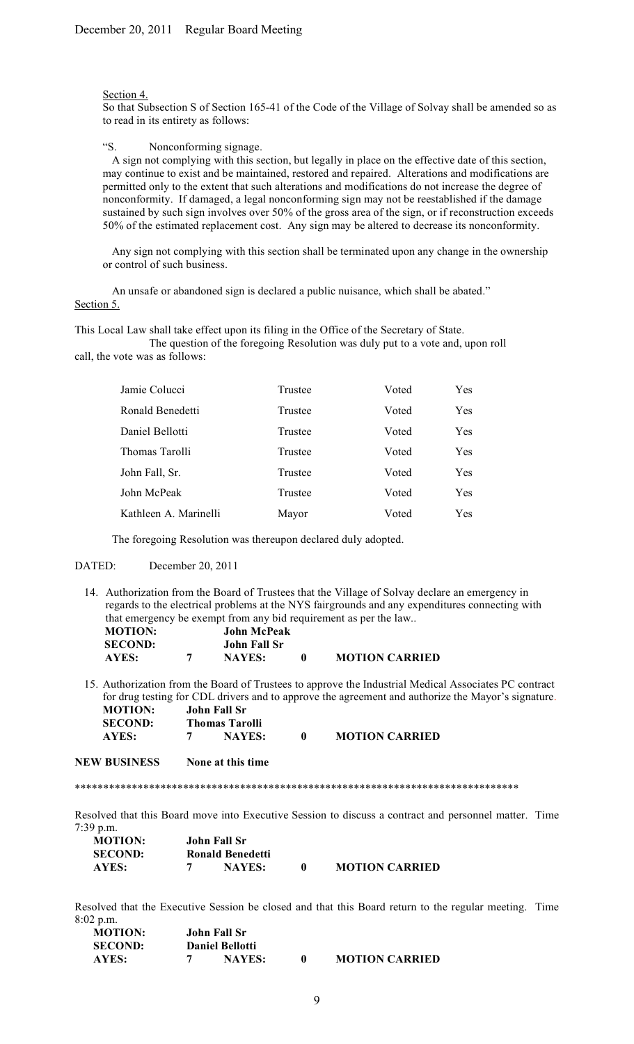Section 4.

So that Subsection S of Section 165-41 of the Code of the Village of Solvay shall be amended so as to read in its entirety as follows:

"S. Nonconforming signage.

A sign not complying with this section, but legally in place on the effective date of this section, may continue to exist and be maintained, restored and repaired. Alterations and modifications are permitted only to the extent that such alterations and modifications do not increase the degree of nonconformity. If damaged, a legal nonconforming sign may not be reestablished if the damage sustained by such sign involves over 50% of the gross area of the sign, or if reconstruction exceeds 50% of the estimated replacement cost. Any sign may be altered to decrease its nonconformity.

Any sign not complying with this section shall be terminated upon any change in the ownership or control of such business.

An unsafe or abandoned sign is declared a public nuisance, which shall be abated."

Section 5.

This Local Law shall take effect upon its filing in the Office of the Secretary of State.

The question of the foregoing Resolution was duly put to a vote and, upon roll call, the vote was as follows:

| | | | |
|---|---|---|---|
| Jamie Colucci | Trustee | Voted | Yes |
| Ronald Benedetti | Trustee | Voted | Yes |
| Daniel Bellotti | Trustee | Voted | Yes |
| Thomas Tarolli | Trustee | Voted | Yes |
| John Fall, Sr. | Trustee | Voted | Yes |
| John McPeak | Trustee | Voted | Yes |
| Kathleen A. Marinelli | Mayor | Voted | Yes |

The foregoing Resolution was thereupon declared duly adopted.

DATED: December 20, 2011

14. Authorization from the Board of Trustees that the Village of Solvay declare an emergency in regards to the electrical problems at the NYS fairgrounds and any expenditures connecting with that emergency be exempt from any bid requirement as per the law..

**MOTION:** John McPeak
**SECOND:** John Fall Sr
**AYES:** 7 **NAYES:** 0 **MOTION CARRIED**

15. Authorization from the Board of Trustees to approve the Industrial Medical Associates PC contract for drug testing for CDL drivers and to approve the agreement and authorize the Mayor's signature.

**MOTION:** John Fall Sr
**SECOND:** Thomas Tarolli
**AYES:** 7 **NAYES:** 0 **MOTION CARRIED**

**NEW BUSINESS** None at this time

******************************************************************************

Resolved that this Board move into Executive Session to discuss a contract and personnel matter. Time 7:39 p.m.

**MOTION:** John Fall Sr
**SECOND:** Ronald Benedetti
**AYES:** 7 **NAYES:** 0 **MOTION CARRIED**

Resolved that the Executive Session be closed and that this Board return to the regular meeting. Time 8:02 p.m.

**MOTION:** John Fall Sr
**SECOND:** Daniel Bellotti
**AYES:** 7 **NAYES:** 0 **MOTION CARRIED**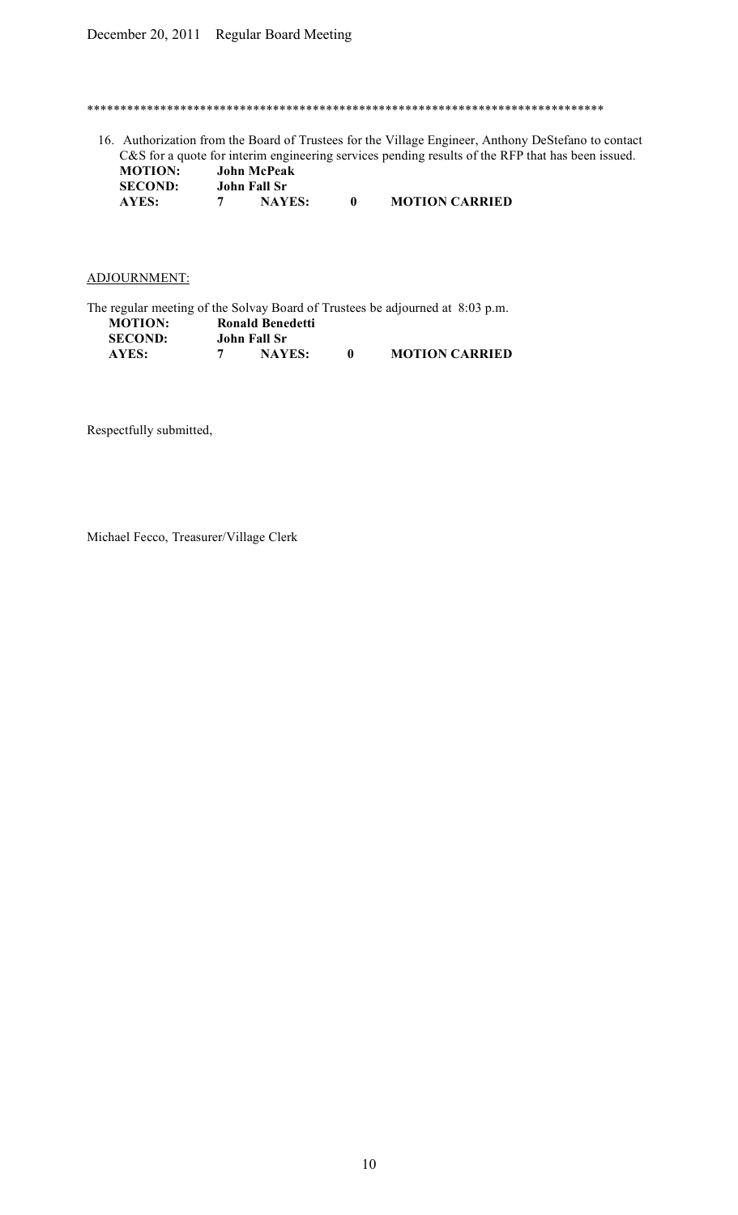******************************************************************************

16. Authorization from the Board of Trustees for the Village Engineer, Anthony DeStefano to contact C&S for a quote for interim engineering services pending results of the RFP that has been issued.

| | | | | |
|---|---|---|---|---|
| **MOTION:** | **John McPeak** | | | |
| **SECOND:** | **John Fall Sr** | | | |
| **AYES:** | **7** | **NAYES:** | **0** | **MOTION CARRIED** |

ADJOURNMENT:

The regular meeting of the Solvay Board of Trustees be adjourned at 8:03 p.m.

| | | | | |
|---|---|---|---|---|
| **MOTION:** | **Ronald Benedetti** | | | |
| **SECOND:** | **John Fall Sr** | | | |
| **AYES:** | **7** | **NAYES:** | **0** | **MOTION CARRIED** |

Respectfully submitted,

Michael Fecco, Treasurer/Village Clerk